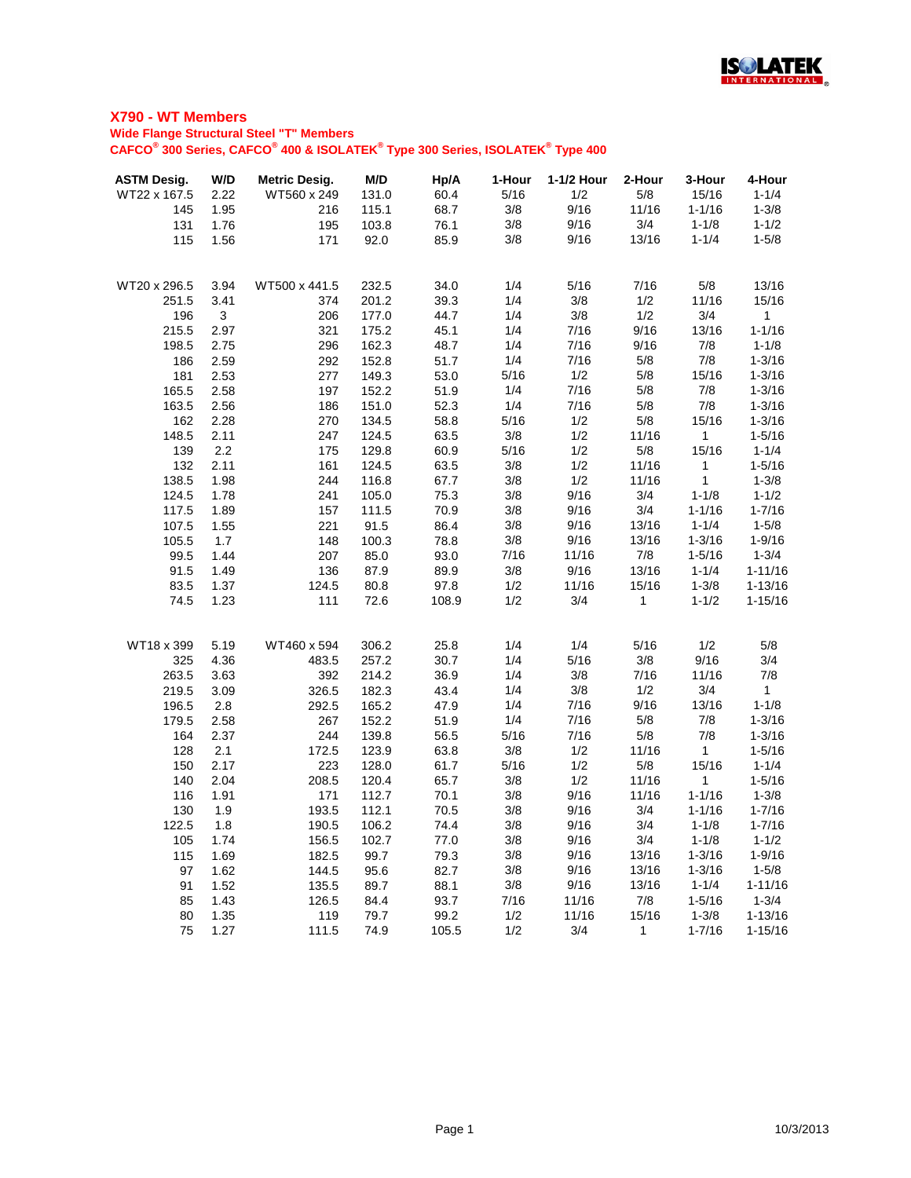## X790 - WT Members

**Wide Flange Structural Steel "T" Members**

**CAFCO® 300 Series, CAFCO® 400 & ISOLATEK® Type 300 Series, ISOLATEK® Type 400**

| ASTM Desig. | W/D | Metric Desig. | M/D | Hp/A | 1-Hour | 1-1/2 Hour | 2-Hour | 3-Hour | 4-Hour |
|---|---|---|---|---|---|---|---|---|---|
| WT22 x 167.5 | 2.22 | WT560 x 249 | 131.0 | 60.4 | 5/16 | 1/2 | 5/8 | 15/16 | 1-1/4 |
| 145 | 1.95 | 216 | 115.1 | 68.7 | 3/8 | 9/16 | 11/16 | 1-1/16 | 1-3/8 |
| 131 | 1.76 | 195 | 103.8 | 76.1 | 3/8 | 9/16 | 3/4 | 1-1/8 | 1-1/2 |
| 115 | 1.56 | 171 | 92.0 | 85.9 | 3/8 | 9/16 | 13/16 | 1-1/4 | 1-5/8 |
| | | | | | | | | | |
| WT20 x 296.5 | 3.94 | WT500 x 441.5 | 232.5 | 34.0 | 1/4 | 5/16 | 7/16 | 5/8 | 13/16 |
| 251.5 | 3.41 | 374 | 201.2 | 39.3 | 1/4 | 3/8 | 1/2 | 11/16 | 15/16 |
| 196 | 3 | 206 | 177.0 | 44.7 | 1/4 | 3/8 | 1/2 | 3/4 | 1 |
| 215.5 | 2.97 | 321 | 175.2 | 45.1 | 1/4 | 7/16 | 9/16 | 13/16 | 1-1/16 |
| 198.5 | 2.75 | 296 | 162.3 | 48.7 | 1/4 | 7/16 | 9/16 | 7/8 | 1-1/8 |
| 186 | 2.59 | 292 | 152.8 | 51.7 | 1/4 | 7/16 | 5/8 | 7/8 | 1-3/16 |
| 181 | 2.53 | 277 | 149.3 | 53.0 | 5/16 | 1/2 | 5/8 | 15/16 | 1-3/16 |
| 165.5 | 2.58 | 197 | 152.2 | 51.9 | 1/4 | 7/16 | 5/8 | 7/8 | 1-3/16 |
| 163.5 | 2.56 | 186 | 151.0 | 52.3 | 1/4 | 7/16 | 5/8 | 7/8 | 1-3/16 |
| 162 | 2.28 | 270 | 134.5 | 58.8 | 5/16 | 1/2 | 5/8 | 15/16 | 1-3/16 |
| 148.5 | 2.11 | 247 | 124.5 | 63.5 | 3/8 | 1/2 | 11/16 | 1 | 1-5/16 |
| 139 | 2.2 | 175 | 129.8 | 60.9 | 5/16 | 1/2 | 5/8 | 15/16 | 1-1/4 |
| 132 | 2.11 | 161 | 124.5 | 63.5 | 3/8 | 1/2 | 11/16 | 1 | 1-5/16 |
| 138.5 | 1.98 | 244 | 116.8 | 67.7 | 3/8 | 1/2 | 11/16 | 1 | 1-3/8 |
| 124.5 | 1.78 | 241 | 105.0 | 75.3 | 3/8 | 9/16 | 3/4 | 1-1/8 | 1-1/2 |
| 117.5 | 1.89 | 157 | 111.5 | 70.9 | 3/8 | 9/16 | 3/4 | 1-1/16 | 1-7/16 |
| 107.5 | 1.55 | 221 | 91.5 | 86.4 | 3/8 | 9/16 | 13/16 | 1-1/4 | 1-5/8 |
| 105.5 | 1.7 | 148 | 100.3 | 78.8 | 3/8 | 9/16 | 13/16 | 1-3/16 | 1-9/16 |
| 99.5 | 1.44 | 207 | 85.0 | 93.0 | 7/16 | 11/16 | 7/8 | 1-5/16 | 1-3/4 |
| 91.5 | 1.49 | 136 | 87.9 | 89.9 | 3/8 | 9/16 | 13/16 | 1-1/4 | 1-11/16 |
| 83.5 | 1.37 | 124.5 | 80.8 | 97.8 | 1/2 | 11/16 | 15/16 | 1-3/8 | 1-13/16 |
| 74.5 | 1.23 | 111 | 72.6 | 108.9 | 1/2 | 3/4 | 1 | 1-1/2 | 1-15/16 |
| | | | | | | | | | |
| WT18 x 399 | 5.19 | WT460 x 594 | 306.2 | 25.8 | 1/4 | 1/4 | 5/16 | 1/2 | 5/8 |
| 325 | 4.36 | 483.5 | 257.2 | 30.7 | 1/4 | 5/16 | 3/8 | 9/16 | 3/4 |
| 263.5 | 3.63 | 392 | 214.2 | 36.9 | 1/4 | 3/8 | 7/16 | 11/16 | 7/8 |
| 219.5 | 3.09 | 326.5 | 182.3 | 43.4 | 1/4 | 3/8 | 1/2 | 3/4 | 1 |
| 196.5 | 2.8 | 292.5 | 165.2 | 47.9 | 1/4 | 7/16 | 9/16 | 13/16 | 1-1/8 |
| 179.5 | 2.58 | 267 | 152.2 | 51.9 | 1/4 | 7/16 | 5/8 | 7/8 | 1-3/16 |
| 164 | 2.37 | 244 | 139.8 | 56.5 | 5/16 | 7/16 | 5/8 | 7/8 | 1-3/16 |
| 128 | 2.1 | 172.5 | 123.9 | 63.8 | 3/8 | 1/2 | 11/16 | 1 | 1-5/16 |
| 150 | 2.17 | 223 | 128.0 | 61.7 | 5/16 | 1/2 | 5/8 | 15/16 | 1-1/4 |
| 140 | 2.04 | 208.5 | 120.4 | 65.7 | 3/8 | 1/2 | 11/16 | 1 | 1-5/16 |
| 116 | 1.91 | 171 | 112.7 | 70.1 | 3/8 | 9/16 | 11/16 | 1-1/16 | 1-3/8 |
| 130 | 1.9 | 193.5 | 112.1 | 70.5 | 3/8 | 9/16 | 3/4 | 1-1/16 | 1-7/16 |
| 122.5 | 1.8 | 190.5 | 106.2 | 74.4 | 3/8 | 9/16 | 3/4 | 1-1/8 | 1-7/16 |
| 105 | 1.74 | 156.5 | 102.7 | 77.0 | 3/8 | 9/16 | 3/4 | 1-1/8 | 1-1/2 |
| 115 | 1.69 | 182.5 | 99.7 | 79.3 | 3/8 | 9/16 | 13/16 | 1-3/16 | 1-9/16 |
| 97 | 1.62 | 144.5 | 95.6 | 82.7 | 3/8 | 9/16 | 13/16 | 1-3/16 | 1-5/8 |
| 91 | 1.52 | 135.5 | 89.7 | 88.1 | 3/8 | 9/16 | 13/16 | 1-1/4 | 1-11/16 |
| 85 | 1.43 | 126.5 | 84.4 | 93.7 | 7/16 | 11/16 | 7/8 | 1-5/16 | 1-3/4 |
| 80 | 1.35 | 119 | 79.7 | 99.2 | 1/2 | 11/16 | 15/16 | 1-3/8 | 1-13/16 |
| 75 | 1.27 | 111.5 | 74.9 | 105.5 | 1/2 | 3/4 | 1 | 1-7/16 | 1-15/16 |

10/3/2013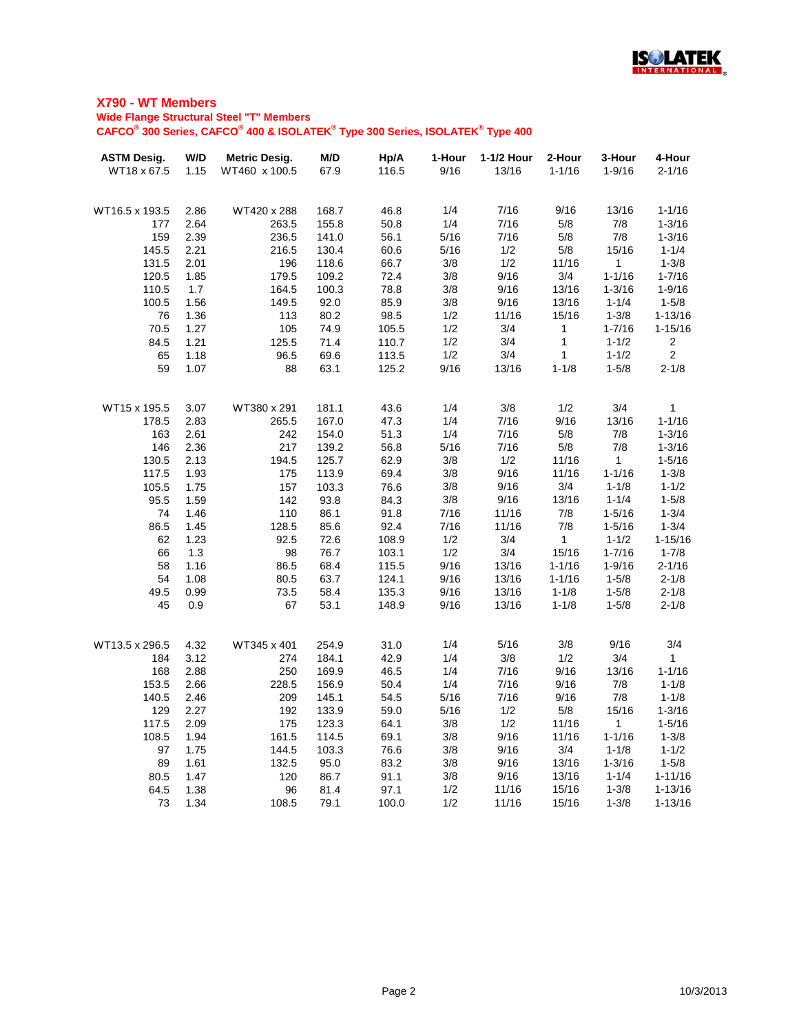## X790 - WT Members

**Wide Flange Structural Steel "T" Members**

**CAFCO® 300 Series, CAFCO® 400 & ISOLATEK® Type 300 Series, ISOLATEK® Type 400**

| ASTM Desig. | W/D | Metric Desig. | M/D | Hp/A | 1-Hour | 1-1/2 Hour | 2-Hour | 3-Hour | 4-Hour |
|---|---|---|---|---|---|---|---|---|---|
| WT18 x 67.5 | 1.15 | WT460 x 100.5 | 67.9 | 116.5 | 9/16 | 13/16 | 1-1/16 | 1-9/16 | 2-1/16 |
| | | | | | | | | | |
| WT16.5 x 193.5 | 2.86 | WT420 x 288 | 168.7 | 46.8 | 1/4 | 7/16 | 9/16 | 13/16 | 1-1/16 |
| 177 | 2.64 | 263.5 | 155.8 | 50.8 | 1/4 | 7/16 | 5/8 | 7/8 | 1-3/16 |
| 159 | 2.39 | 236.5 | 141.0 | 56.1 | 5/16 | 7/16 | 5/8 | 7/8 | 1-3/16 |
| 145.5 | 2.21 | 216.5 | 130.4 | 60.6 | 5/16 | 1/2 | 5/8 | 15/16 | 1-1/4 |
| 131.5 | 2.01 | 196 | 118.6 | 66.7 | 3/8 | 1/2 | 11/16 | 1 | 1-3/8 |
| 120.5 | 1.85 | 179.5 | 109.2 | 72.4 | 3/8 | 9/16 | 3/4 | 1-1/16 | 1-7/16 |
| 110.5 | 1.7 | 164.5 | 100.3 | 78.8 | 3/8 | 9/16 | 13/16 | 1-3/16 | 1-9/16 |
| 100.5 | 1.56 | 149.5 | 92.0 | 85.9 | 3/8 | 9/16 | 13/16 | 1-1/4 | 1-5/8 |
| 76 | 1.36 | 113 | 80.2 | 98.5 | 1/2 | 11/16 | 15/16 | 1-3/8 | 1-13/16 |
| 70.5 | 1.27 | 105 | 74.9 | 105.5 | 1/2 | 3/4 | 1 | 1-7/16 | 1-15/16 |
| 84.5 | 1.21 | 125.5 | 71.4 | 110.7 | 1/2 | 3/4 | 1 | 1-1/2 | 2 |
| 65 | 1.18 | 96.5 | 69.6 | 113.5 | 1/2 | 3/4 | 1 | 1-1/2 | 2 |
| 59 | 1.07 | 88 | 63.1 | 125.2 | 9/16 | 13/16 | 1-1/8 | 1-5/8 | 2-1/8 |
| | | | | | | | | | |
| WT15 x 195.5 | 3.07 | WT380 x 291 | 181.1 | 43.6 | 1/4 | 3/8 | 1/2 | 3/4 | 1 |
| 178.5 | 2.83 | 265.5 | 167.0 | 47.3 | 1/4 | 7/16 | 9/16 | 13/16 | 1-1/16 |
| 163 | 2.61 | 242 | 154.0 | 51.3 | 1/4 | 7/16 | 5/8 | 7/8 | 1-3/16 |
| 146 | 2.36 | 217 | 139.2 | 56.8 | 5/16 | 7/16 | 5/8 | 7/8 | 1-3/16 |
| 130.5 | 2.13 | 194.5 | 125.7 | 62.9 | 3/8 | 1/2 | 11/16 | 1 | 1-5/16 |
| 117.5 | 1.93 | 175 | 113.9 | 69.4 | 3/8 | 9/16 | 11/16 | 1-1/16 | 1-3/8 |
| 105.5 | 1.75 | 157 | 103.3 | 76.6 | 3/8 | 9/16 | 3/4 | 1-1/8 | 1-1/2 |
| 95.5 | 1.59 | 142 | 93.8 | 84.3 | 3/8 | 9/16 | 13/16 | 1-1/4 | 1-5/8 |
| 74 | 1.46 | 110 | 86.1 | 91.8 | 7/16 | 11/16 | 7/8 | 1-5/16 | 1-3/4 |
| 86.5 | 1.45 | 128.5 | 85.6 | 92.4 | 7/16 | 11/16 | 7/8 | 1-5/16 | 1-3/4 |
| 62 | 1.23 | 92.5 | 72.6 | 108.9 | 1/2 | 3/4 | 1 | 1-1/2 | 1-15/16 |
| 66 | 1.3 | 98 | 76.7 | 103.1 | 1/2 | 3/4 | 15/16 | 1-7/16 | 1-7/8 |
| 58 | 1.16 | 86.5 | 68.4 | 115.5 | 9/16 | 13/16 | 1-1/16 | 1-9/16 | 2-1/16 |
| 54 | 1.08 | 80.5 | 63.7 | 124.1 | 9/16 | 13/16 | 1-1/16 | 1-5/8 | 2-1/8 |
| 49.5 | 0.99 | 73.5 | 58.4 | 135.3 | 9/16 | 13/16 | 1-1/8 | 1-5/8 | 2-1/8 |
| 45 | 0.9 | 67 | 53.1 | 148.9 | 9/16 | 13/16 | 1-1/8 | 1-5/8 | 2-1/8 |
| | | | | | | | | | |
| WT13.5 x 296.5 | 4.32 | WT345 x 401 | 254.9 | 31.0 | 1/4 | 5/16 | 3/8 | 9/16 | 3/4 |
| 184 | 3.12 | 274 | 184.1 | 42.9 | 1/4 | 3/8 | 1/2 | 3/4 | 1 |
| 168 | 2.88 | 250 | 169.9 | 46.5 | 1/4 | 7/16 | 9/16 | 13/16 | 1-1/16 |
| 153.5 | 2.66 | 228.5 | 156.9 | 50.4 | 1/4 | 7/16 | 9/16 | 7/8 | 1-1/8 |
| 140.5 | 2.46 | 209 | 145.1 | 54.5 | 5/16 | 7/16 | 9/16 | 7/8 | 1-1/8 |
| 129 | 2.27 | 192 | 133.9 | 59.0 | 5/16 | 1/2 | 5/8 | 15/16 | 1-3/16 |
| 117.5 | 2.09 | 175 | 123.3 | 64.1 | 3/8 | 1/2 | 11/16 | 1 | 1-5/16 |
| 108.5 | 1.94 | 161.5 | 114.5 | 69.1 | 3/8 | 9/16 | 11/16 | 1-1/16 | 1-3/8 |
| 97 | 1.75 | 144.5 | 103.3 | 76.6 | 3/8 | 9/16 | 3/4 | 1-1/8 | 1-1/2 |
| 89 | 1.61 | 132.5 | 95.0 | 83.2 | 3/8 | 9/16 | 13/16 | 1-3/16 | 1-5/8 |
| 80.5 | 1.47 | 120 | 86.7 | 91.1 | 3/8 | 9/16 | 13/16 | 1-1/4 | 1-11/16 |
| 64.5 | 1.38 | 96 | 81.4 | 97.1 | 1/2 | 11/16 | 15/16 | 1-3/8 | 1-13/16 |
| 73 | 1.34 | 108.5 | 79.1 | 100.0 | 1/2 | 11/16 | 15/16 | 1-3/8 | 1-13/16 |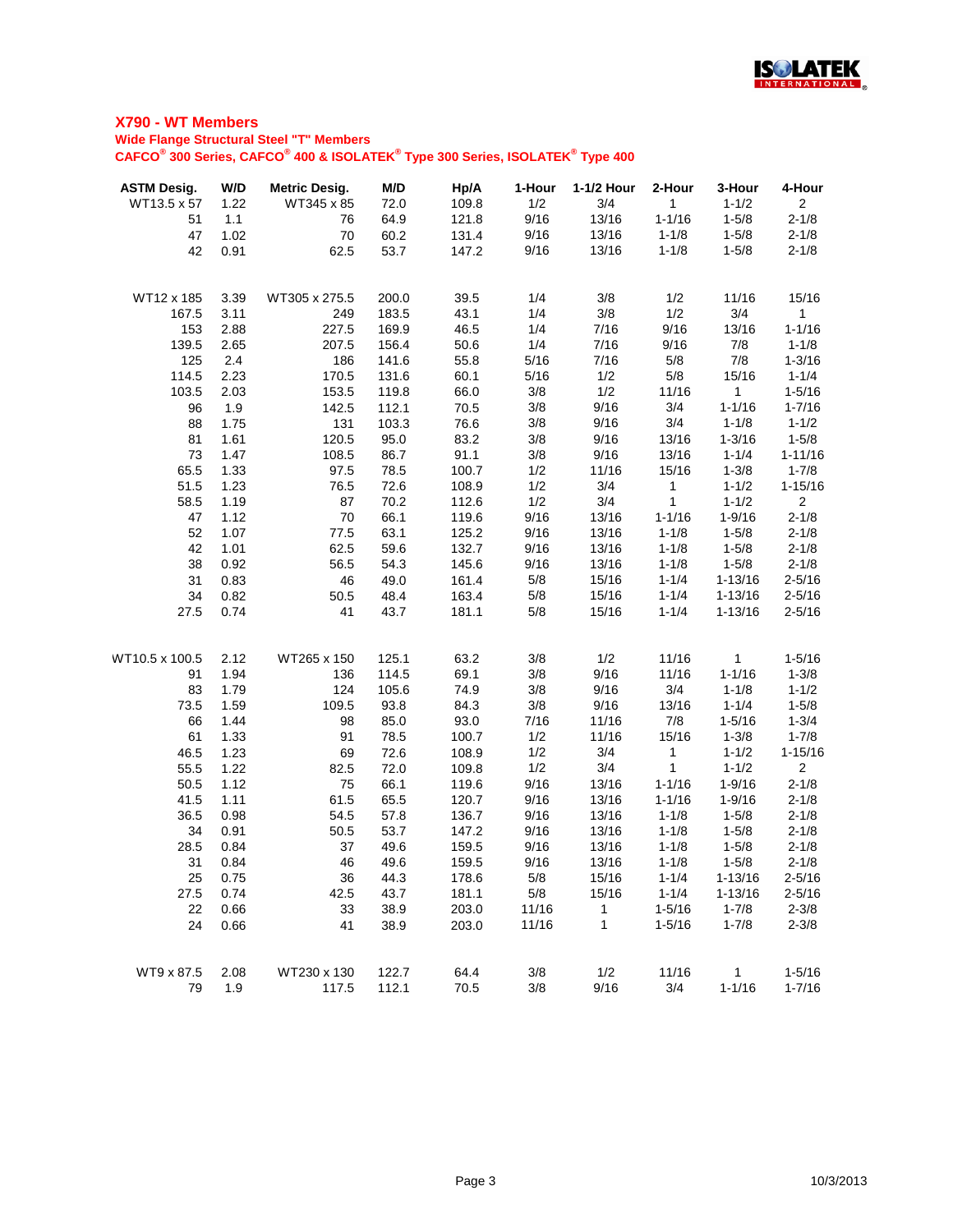## X790 - WT Members

**Wide Flange Structural Steel "T" Members**

**CAFCO® 300 Series, CAFCO® 400 & ISOLATEK® Type 300 Series, ISOLATEK® Type 400**

| ASTM Desig. | W/D | Metric Desig. | M/D | Hp/A | 1-Hour | 1-1/2 Hour | 2-Hour | 3-Hour | 4-Hour |
|---|---|---|---|---|---|---|---|---|---|
| WT13.5 x 57 | 1.22 | WT345 x 85 | 72.0 | 109.8 | 1/2 | 3/4 | 1 | 1-1/2 | 2 |
| 51 | 1.1 | 76 | 64.9 | 121.8 | 9/16 | 13/16 | 1-1/16 | 1-5/8 | 2-1/8 |
| 47 | 1.02 | 70 | 60.2 | 131.4 | 9/16 | 13/16 | 1-1/8 | 1-5/8 | 2-1/8 |
| 42 | 0.91 | 62.5 | 53.7 | 147.2 | 9/16 | 13/16 | 1-1/8 | 1-5/8 | 2-1/8 |
| | | | | | | | | | |
| WT12 x 185 | 3.39 | WT305 x 275.5 | 200.0 | 39.5 | 1/4 | 3/8 | 1/2 | 11/16 | 15/16 |
| 167.5 | 3.11 | 249 | 183.5 | 43.1 | 1/4 | 3/8 | 1/2 | 3/4 | 1 |
| 153 | 2.88 | 227.5 | 169.9 | 46.5 | 1/4 | 7/16 | 9/16 | 13/16 | 1-1/16 |
| 139.5 | 2.65 | 207.5 | 156.4 | 50.6 | 1/4 | 7/16 | 9/16 | 7/8 | 1-1/8 |
| 125 | 2.4 | 186 | 141.6 | 55.8 | 5/16 | 7/16 | 5/8 | 7/8 | 1-3/16 |
| 114.5 | 2.23 | 170.5 | 131.6 | 60.1 | 5/16 | 1/2 | 5/8 | 15/16 | 1-1/4 |
| 103.5 | 2.03 | 153.5 | 119.8 | 66.0 | 3/8 | 1/2 | 11/16 | 1 | 1-5/16 |
| 96 | 1.9 | 142.5 | 112.1 | 70.5 | 3/8 | 9/16 | 3/4 | 1-1/16 | 1-7/16 |
| 88 | 1.75 | 131 | 103.3 | 76.6 | 3/8 | 9/16 | 3/4 | 1-1/8 | 1-1/2 |
| 81 | 1.61 | 120.5 | 95.0 | 83.2 | 3/8 | 9/16 | 13/16 | 1-3/16 | 1-5/8 |
| 73 | 1.47 | 108.5 | 86.7 | 91.1 | 3/8 | 9/16 | 13/16 | 1-1/4 | 1-11/16 |
| 65.5 | 1.33 | 97.5 | 78.5 | 100.7 | 1/2 | 11/16 | 15/16 | 1-3/8 | 1-7/8 |
| 51.5 | 1.23 | 76.5 | 72.6 | 108.9 | 1/2 | 3/4 | 1 | 1-1/2 | 1-15/16 |
| 58.5 | 1.19 | 87 | 70.2 | 112.6 | 1/2 | 3/4 | 1 | 1-1/2 | 2 |
| 47 | 1.12 | 70 | 66.1 | 119.6 | 9/16 | 13/16 | 1-1/16 | 1-9/16 | 2-1/8 |
| 52 | 1.07 | 77.5 | 63.1 | 125.2 | 9/16 | 13/16 | 1-1/8 | 1-5/8 | 2-1/8 |
| 42 | 1.01 | 62.5 | 59.6 | 132.7 | 9/16 | 13/16 | 1-1/8 | 1-5/8 | 2-1/8 |
| 38 | 0.92 | 56.5 | 54.3 | 145.6 | 9/16 | 13/16 | 1-1/8 | 1-5/8 | 2-1/8 |
| 31 | 0.83 | 46 | 49.0 | 161.4 | 5/8 | 15/16 | 1-1/4 | 1-13/16 | 2-5/16 |
| 34 | 0.82 | 50.5 | 48.4 | 163.4 | 5/8 | 15/16 | 1-1/4 | 1-13/16 | 2-5/16 |
| 27.5 | 0.74 | 41 | 43.7 | 181.1 | 5/8 | 15/16 | 1-1/4 | 1-13/16 | 2-5/16 |
| | | | | | | | | | |
| WT10.5 x 100.5 | 2.12 | WT265 x 150 | 125.1 | 63.2 | 3/8 | 1/2 | 11/16 | 1 | 1-5/16 |
| 91 | 1.94 | 136 | 114.5 | 69.1 | 3/8 | 9/16 | 11/16 | 1-1/16 | 1-3/8 |
| 83 | 1.79 | 124 | 105.6 | 74.9 | 3/8 | 9/16 | 3/4 | 1-1/8 | 1-1/2 |
| 73.5 | 1.59 | 109.5 | 93.8 | 84.3 | 3/8 | 9/16 | 13/16 | 1-1/4 | 1-5/8 |
| 66 | 1.44 | 98 | 85.0 | 93.0 | 7/16 | 11/16 | 7/8 | 1-5/16 | 1-3/4 |
| 61 | 1.33 | 91 | 78.5 | 100.7 | 1/2 | 11/16 | 15/16 | 1-3/8 | 1-7/8 |
| 46.5 | 1.23 | 69 | 72.6 | 108.9 | 1/2 | 3/4 | 1 | 1-1/2 | 1-15/16 |
| 55.5 | 1.22 | 82.5 | 72.0 | 109.8 | 1/2 | 3/4 | 1 | 1-1/2 | 2 |
| 50.5 | 1.12 | 75 | 66.1 | 119.6 | 9/16 | 13/16 | 1-1/16 | 1-9/16 | 2-1/8 |
| 41.5 | 1.11 | 61.5 | 65.5 | 120.7 | 9/16 | 13/16 | 1-1/16 | 1-9/16 | 2-1/8 |
| 36.5 | 0.98 | 54.5 | 57.8 | 136.7 | 9/16 | 13/16 | 1-1/8 | 1-5/8 | 2-1/8 |
| 34 | 0.91 | 50.5 | 53.7 | 147.2 | 9/16 | 13/16 | 1-1/8 | 1-5/8 | 2-1/8 |
| 28.5 | 0.84 | 37 | 49.6 | 159.5 | 9/16 | 13/16 | 1-1/8 | 1-5/8 | 2-1/8 |
| 31 | 0.84 | 46 | 49.6 | 159.5 | 9/16 | 13/16 | 1-1/8 | 1-5/8 | 2-1/8 |
| 25 | 0.75 | 36 | 44.3 | 178.6 | 5/8 | 15/16 | 1-1/4 | 1-13/16 | 2-5/16 |
| 27.5 | 0.74 | 42.5 | 43.7 | 181.1 | 5/8 | 15/16 | 1-1/4 | 1-13/16 | 2-5/16 |
| 22 | 0.66 | 33 | 38.9 | 203.0 | 11/16 | 1 | 1-5/16 | 1-7/8 | 2-3/8 |
| 24 | 0.66 | 41 | 38.9 | 203.0 | 11/16 | 1 | 1-5/16 | 1-7/8 | 2-3/8 |
| | | | | | | | | | |
| WT9 x 87.5 | 2.08 | WT230 x 130 | 122.7 | 64.4 | 3/8 | 1/2 | 11/16 | 1 | 1-5/16 |
| 79 | 1.9 | 117.5 | 112.1 | 70.5 | 3/8 | 9/16 | 3/4 | 1-1/16 | 1-7/16 |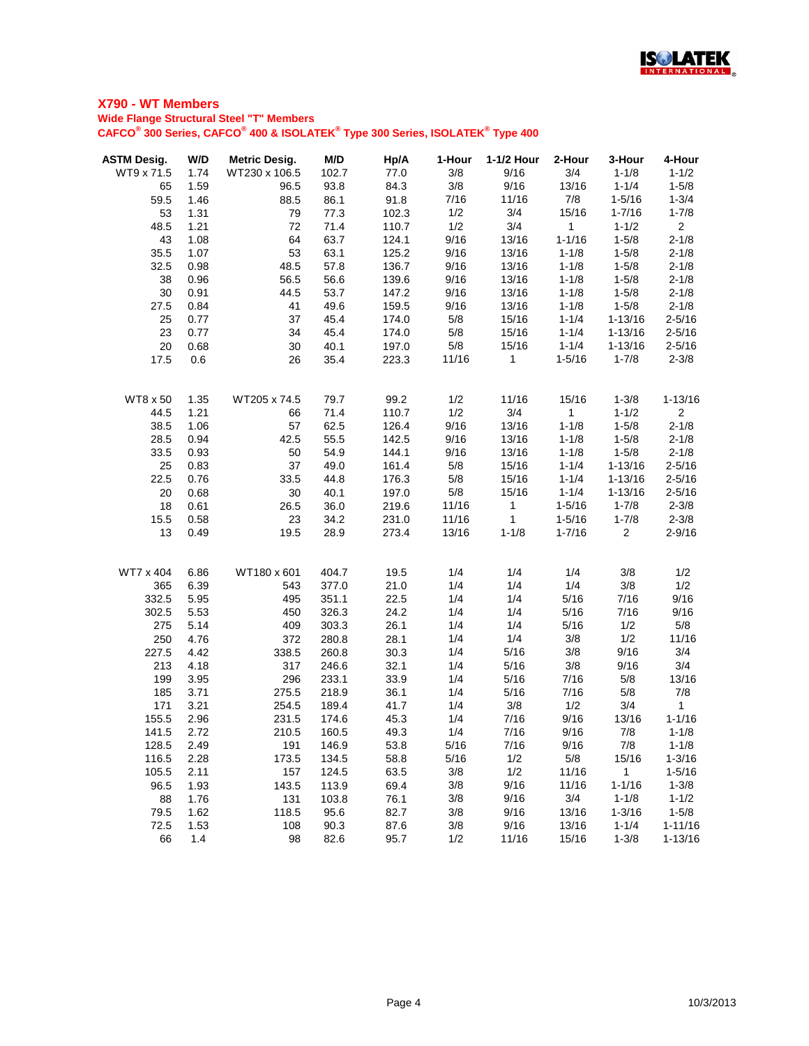## X790 - WT Members

**Wide Flange Structural Steel "T" Members**

**CAFCO® 300 Series, CAFCO® 400 & ISOLATEK® Type 300 Series, ISOLATEK® Type 400**

| ASTM Desig. | W/D | Metric Desig. | M/D | Hp/A | 1-Hour | 1-1/2 Hour | 2-Hour | 3-Hour | 4-Hour |
|---|---|---|---|---|---|---|---|---|---|
| WT9 x 71.5 | 1.74 | WT230 x 106.5 | 102.7 | 77.0 | 3/8 | 9/16 | 3/4 | 1-1/8 | 1-1/2 |
| 65 | 1.59 | 96.5 | 93.8 | 84.3 | 3/8 | 9/16 | 13/16 | 1-1/4 | 1-5/8 |
| 59.5 | 1.46 | 88.5 | 86.1 | 91.8 | 7/16 | 11/16 | 7/8 | 1-5/16 | 1-3/4 |
| 53 | 1.31 | 79 | 77.3 | 102.3 | 1/2 | 3/4 | 15/16 | 1-7/16 | 1-7/8 |
| 48.5 | 1.21 | 72 | 71.4 | 110.7 | 1/2 | 3/4 | 1 | 1-1/2 | 2 |
| 43 | 1.08 | 64 | 63.7 | 124.1 | 9/16 | 13/16 | 1-1/16 | 1-5/8 | 2-1/8 |
| 35.5 | 1.07 | 53 | 63.1 | 125.2 | 9/16 | 13/16 | 1-1/8 | 1-5/8 | 2-1/8 |
| 32.5 | 0.98 | 48.5 | 57.8 | 136.7 | 9/16 | 13/16 | 1-1/8 | 1-5/8 | 2-1/8 |
| 38 | 0.96 | 56.5 | 56.6 | 139.6 | 9/16 | 13/16 | 1-1/8 | 1-5/8 | 2-1/8 |
| 30 | 0.91 | 44.5 | 53.7 | 147.2 | 9/16 | 13/16 | 1-1/8 | 1-5/8 | 2-1/8 |
| 27.5 | 0.84 | 41 | 49.6 | 159.5 | 9/16 | 13/16 | 1-1/8 | 1-5/8 | 2-1/8 |
| 25 | 0.77 | 37 | 45.4 | 174.0 | 5/8 | 15/16 | 1-1/4 | 1-13/16 | 2-5/16 |
| 23 | 0.77 | 34 | 45.4 | 174.0 | 5/8 | 15/16 | 1-1/4 | 1-13/16 | 2-5/16 |
| 20 | 0.68 | 30 | 40.1 | 197.0 | 5/8 | 15/16 | 1-1/4 | 1-13/16 | 2-5/16 |
| 17.5 | 0.6 | 26 | 35.4 | 223.3 | 11/16 | 1 | 1-5/16 | 1-7/8 | 2-3/8 |
| WT8 x 50 | 1.35 | WT205 x 74.5 | 79.7 | 99.2 | 1/2 | 11/16 | 15/16 | 1-3/8 | 1-13/16 |
| 44.5 | 1.21 | 66 | 71.4 | 110.7 | 1/2 | 3/4 | 1 | 1-1/2 | 2 |
| 38.5 | 1.06 | 57 | 62.5 | 126.4 | 9/16 | 13/16 | 1-1/8 | 1-5/8 | 2-1/8 |
| 28.5 | 0.94 | 42.5 | 55.5 | 142.5 | 9/16 | 13/16 | 1-1/8 | 1-5/8 | 2-1/8 |
| 33.5 | 0.93 | 50 | 54.9 | 144.1 | 9/16 | 13/16 | 1-1/8 | 1-5/8 | 2-1/8 |
| 25 | 0.83 | 37 | 49.0 | 161.4 | 5/8 | 15/16 | 1-1/4 | 1-13/16 | 2-5/16 |
| 22.5 | 0.76 | 33.5 | 44.8 | 176.3 | 5/8 | 15/16 | 1-1/4 | 1-13/16 | 2-5/16 |
| 20 | 0.68 | 30 | 40.1 | 197.0 | 5/8 | 15/16 | 1-1/4 | 1-13/16 | 2-5/16 |
| 18 | 0.61 | 26.5 | 36.0 | 219.6 | 11/16 | 1 | 1-5/16 | 1-7/8 | 2-3/8 |
| 15.5 | 0.58 | 23 | 34.2 | 231.0 | 11/16 | 1 | 1-5/16 | 1-7/8 | 2-3/8 |
| 13 | 0.49 | 19.5 | 28.9 | 273.4 | 13/16 | 1-1/8 | 1-7/16 | 2 | 2-9/16 |
| WT7 x 404 | 6.86 | WT180 x 601 | 404.7 | 19.5 | 1/4 | 1/4 | 1/4 | 3/8 | 1/2 |
| 365 | 6.39 | 543 | 377.0 | 21.0 | 1/4 | 1/4 | 1/4 | 3/8 | 1/2 |
| 332.5 | 5.95 | 495 | 351.1 | 22.5 | 1/4 | 1/4 | 5/16 | 7/16 | 9/16 |
| 302.5 | 5.53 | 450 | 326.3 | 24.2 | 1/4 | 1/4 | 5/16 | 7/16 | 9/16 |
| 275 | 5.14 | 409 | 303.3 | 26.1 | 1/4 | 1/4 | 5/16 | 1/2 | 5/8 |
| 250 | 4.76 | 372 | 280.8 | 28.1 | 1/4 | 1/4 | 3/8 | 1/2 | 11/16 |
| 227.5 | 4.42 | 338.5 | 260.8 | 30.3 | 1/4 | 5/16 | 3/8 | 9/16 | 3/4 |
| 213 | 4.18 | 317 | 246.6 | 32.1 | 1/4 | 5/16 | 3/8 | 9/16 | 3/4 |
| 199 | 3.95 | 296 | 233.1 | 33.9 | 1/4 | 5/16 | 7/16 | 5/8 | 13/16 |
| 185 | 3.71 | 275.5 | 218.9 | 36.1 | 1/4 | 5/16 | 7/16 | 5/8 | 7/8 |
| 171 | 3.21 | 254.5 | 189.4 | 41.7 | 1/4 | 3/8 | 1/2 | 3/4 | 1 |
| 155.5 | 2.96 | 231.5 | 174.6 | 45.3 | 1/4 | 7/16 | 9/16 | 13/16 | 1-1/16 |
| 141.5 | 2.72 | 210.5 | 160.5 | 49.3 | 1/4 | 7/16 | 9/16 | 7/8 | 1-1/8 |
| 128.5 | 2.49 | 191 | 146.9 | 53.8 | 5/16 | 7/16 | 9/16 | 7/8 | 1-1/8 |
| 116.5 | 2.28 | 173.5 | 134.5 | 58.8 | 5/16 | 1/2 | 5/8 | 15/16 | 1-3/16 |
| 105.5 | 2.11 | 157 | 124.5 | 63.5 | 3/8 | 1/2 | 11/16 | 1 | 1-5/16 |
| 96.5 | 1.93 | 143.5 | 113.9 | 69.4 | 3/8 | 9/16 | 11/16 | 1-1/16 | 1-3/8 |
| 88 | 1.76 | 131 | 103.8 | 76.1 | 3/8 | 9/16 | 3/4 | 1-1/8 | 1-1/2 |
| 79.5 | 1.62 | 118.5 | 95.6 | 82.7 | 3/8 | 9/16 | 13/16 | 1-3/16 | 1-5/8 |
| 72.5 | 1.53 | 108 | 90.3 | 87.6 | 3/8 | 9/16 | 13/16 | 1-1/4 | 1-11/16 |
| 66 | 1.4 | 98 | 82.6 | 95.7 | 1/2 | 11/16 | 15/16 | 1-3/8 | 1-13/16 |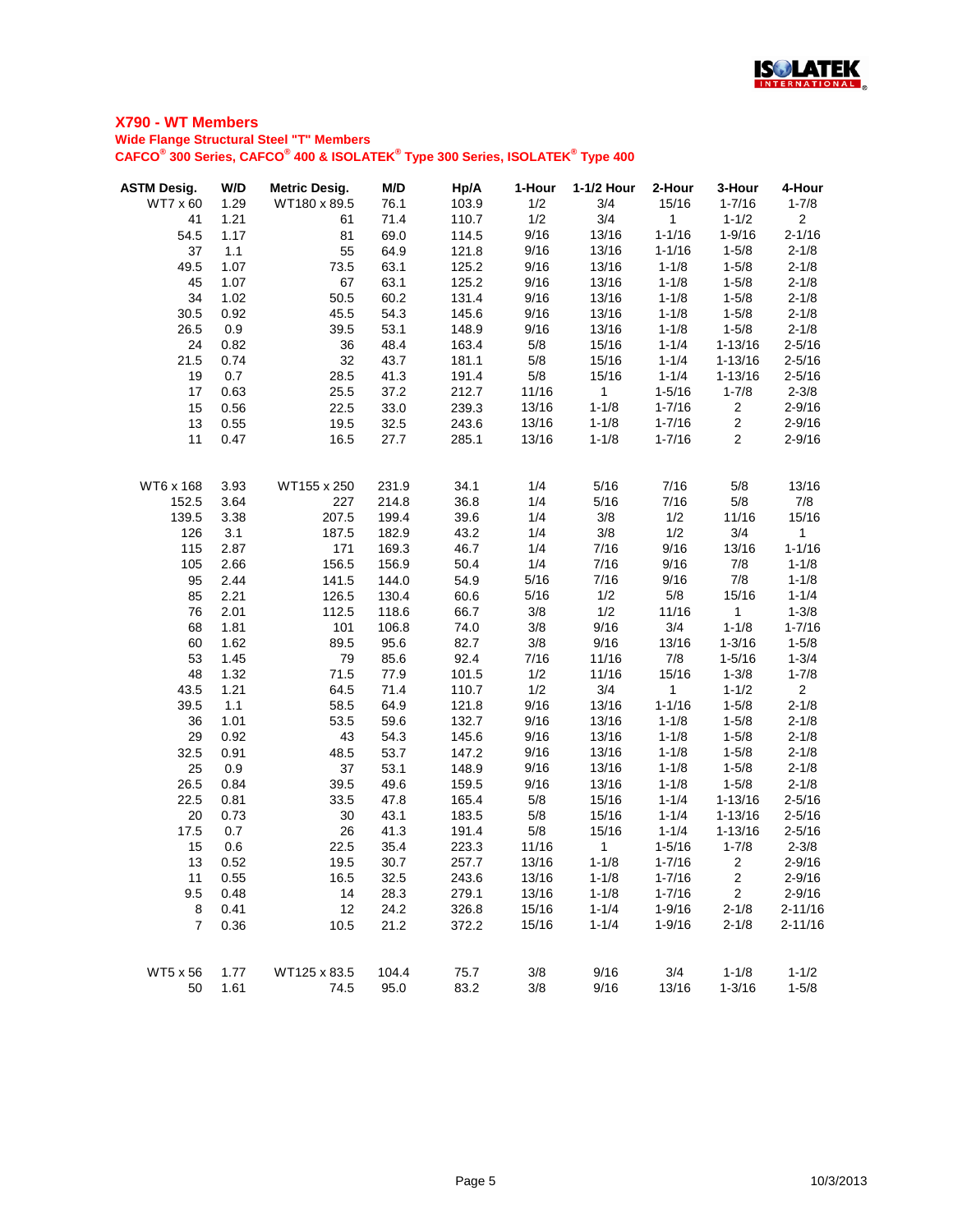## X790 - WT Members

**Wide Flange Structural Steel "T" Members**

**CAFCO® 300 Series, CAFCO® 400 & ISOLATEK® Type 300 Series, ISOLATEK® Type 400**

| ASTM Desig. | W/D | Metric Desig. | M/D | Hp/A | 1-Hour | 1-1/2 Hour | 2-Hour | 3-Hour | 4-Hour |
|---|---|---|---|---|---|---|---|---|---|
| WT7 x 60 | 1.29 | WT180 x 89.5 | 76.1 | 103.9 | 1/2 | 3/4 | 15/16 | 1-7/16 | 1-7/8 |
| 41 | 1.21 | 61 | 71.4 | 110.7 | 1/2 | 3/4 | 1 | 1-1/2 | 2 |
| 54.5 | 1.17 | 81 | 69.0 | 114.5 | 9/16 | 13/16 | 1-1/16 | 1-9/16 | 2-1/16 |
| 37 | 1.1 | 55 | 64.9 | 121.8 | 9/16 | 13/16 | 1-1/16 | 1-5/8 | 2-1/8 |
| 49.5 | 1.07 | 73.5 | 63.1 | 125.2 | 9/16 | 13/16 | 1-1/8 | 1-5/8 | 2-1/8 |
| 45 | 1.07 | 67 | 63.1 | 125.2 | 9/16 | 13/16 | 1-1/8 | 1-5/8 | 2-1/8 |
| 34 | 1.02 | 50.5 | 60.2 | 131.4 | 9/16 | 13/16 | 1-1/8 | 1-5/8 | 2-1/8 |
| 30.5 | 0.92 | 45.5 | 54.3 | 145.6 | 9/16 | 13/16 | 1-1/8 | 1-5/8 | 2-1/8 |
| 26.5 | 0.9 | 39.5 | 53.1 | 148.9 | 9/16 | 13/16 | 1-1/8 | 1-5/8 | 2-1/8 |
| 24 | 0.82 | 36 | 48.4 | 163.4 | 5/8 | 15/16 | 1-1/4 | 1-13/16 | 2-5/16 |
| 21.5 | 0.74 | 32 | 43.7 | 181.1 | 5/8 | 15/16 | 1-1/4 | 1-13/16 | 2-5/16 |
| 19 | 0.7 | 28.5 | 41.3 | 191.4 | 5/8 | 15/16 | 1-1/4 | 1-13/16 | 2-5/16 |
| 17 | 0.63 | 25.5 | 37.2 | 212.7 | 11/16 | 1 | 1-5/16 | 1-7/8 | 2-3/8 |
| 15 | 0.56 | 22.5 | 33.0 | 239.3 | 13/16 | 1-1/8 | 1-7/16 | 2 | 2-9/16 |
| 13 | 0.55 | 19.5 | 32.5 | 243.6 | 13/16 | 1-1/8 | 1-7/16 | 2 | 2-9/16 |
| 11 | 0.47 | 16.5 | 27.7 | 285.1 | 13/16 | 1-1/8 | 1-7/16 | 2 | 2-9/16 |
| | | | | | | | | | |
| WT6 x 168 | 3.93 | WT155 x 250 | 231.9 | 34.1 | 1/4 | 5/16 | 7/16 | 5/8 | 13/16 |
| 152.5 | 3.64 | 227 | 214.8 | 36.8 | 1/4 | 5/16 | 7/16 | 5/8 | 7/8 |
| 139.5 | 3.38 | 207.5 | 199.4 | 39.6 | 1/4 | 3/8 | 1/2 | 11/16 | 15/16 |
| 126 | 3.1 | 187.5 | 182.9 | 43.2 | 1/4 | 3/8 | 1/2 | 3/4 | 1 |
| 115 | 2.87 | 171 | 169.3 | 46.7 | 1/4 | 7/16 | 9/16 | 13/16 | 1-1/16 |
| 105 | 2.66 | 156.5 | 156.9 | 50.4 | 1/4 | 7/16 | 9/16 | 7/8 | 1-1/8 |
| 95 | 2.44 | 141.5 | 144.0 | 54.9 | 5/16 | 7/16 | 9/16 | 7/8 | 1-1/8 |
| 85 | 2.21 | 126.5 | 130.4 | 60.6 | 5/16 | 1/2 | 5/8 | 15/16 | 1-1/4 |
| 76 | 2.01 | 112.5 | 118.6 | 66.7 | 3/8 | 1/2 | 11/16 | 1 | 1-3/8 |
| 68 | 1.81 | 101 | 106.8 | 74.0 | 3/8 | 9/16 | 3/4 | 1-1/8 | 1-7/16 |
| 60 | 1.62 | 89.5 | 95.6 | 82.7 | 3/8 | 9/16 | 13/16 | 1-3/16 | 1-5/8 |
| 53 | 1.45 | 79 | 85.6 | 92.4 | 7/16 | 11/16 | 7/8 | 1-5/16 | 1-3/4 |
| 48 | 1.32 | 71.5 | 77.9 | 101.5 | 1/2 | 11/16 | 15/16 | 1-3/8 | 1-7/8 |
| 43.5 | 1.21 | 64.5 | 71.4 | 110.7 | 1/2 | 3/4 | 1 | 1-1/2 | 2 |
| 39.5 | 1.1 | 58.5 | 64.9 | 121.8 | 9/16 | 13/16 | 1-1/16 | 1-5/8 | 2-1/8 |
| 36 | 1.01 | 53.5 | 59.6 | 132.7 | 9/16 | 13/16 | 1-1/8 | 1-5/8 | 2-1/8 |
| 29 | 0.92 | 43 | 54.3 | 145.6 | 9/16 | 13/16 | 1-1/8 | 1-5/8 | 2-1/8 |
| 32.5 | 0.91 | 48.5 | 53.7 | 147.2 | 9/16 | 13/16 | 1-1/8 | 1-5/8 | 2-1/8 |
| 25 | 0.9 | 37 | 53.1 | 148.9 | 9/16 | 13/16 | 1-1/8 | 1-5/8 | 2-1/8 |
| 26.5 | 0.84 | 39.5 | 49.6 | 159.5 | 9/16 | 13/16 | 1-1/8 | 1-5/8 | 2-1/8 |
| 22.5 | 0.81 | 33.5 | 47.8 | 165.4 | 5/8 | 15/16 | 1-1/4 | 1-13/16 | 2-5/16 |
| 20 | 0.73 | 30 | 43.1 | 183.5 | 5/8 | 15/16 | 1-1/4 | 1-13/16 | 2-5/16 |
| 17.5 | 0.7 | 26 | 41.3 | 191.4 | 5/8 | 15/16 | 1-1/4 | 1-13/16 | 2-5/16 |
| 15 | 0.6 | 22.5 | 35.4 | 223.3 | 11/16 | 1 | 1-5/16 | 1-7/8 | 2-3/8 |
| 13 | 0.52 | 19.5 | 30.7 | 257.7 | 13/16 | 1-1/8 | 1-7/16 | 2 | 2-9/16 |
| 11 | 0.55 | 16.5 | 32.5 | 243.6 | 13/16 | 1-1/8 | 1-7/16 | 2 | 2-9/16 |
| 9.5 | 0.48 | 14 | 28.3 | 279.1 | 13/16 | 1-1/8 | 1-7/16 | 2 | 2-9/16 |
| 8 | 0.41 | 12 | 24.2 | 326.8 | 15/16 | 1-1/4 | 1-9/16 | 2-1/8 | 2-11/16 |
| 7 | 0.36 | 10.5 | 21.2 | 372.2 | 15/16 | 1-1/4 | 1-9/16 | 2-1/8 | 2-11/16 |
| | | | | | | | | | |
| WT5 x 56 | 1.77 | WT125 x 83.5 | 104.4 | 75.7 | 3/8 | 9/16 | 3/4 | 1-1/8 | 1-1/2 |
| 50 | 1.61 | 74.5 | 95.0 | 83.2 | 3/8 | 9/16 | 13/16 | 1-3/16 | 1-5/8 |

10/3/2013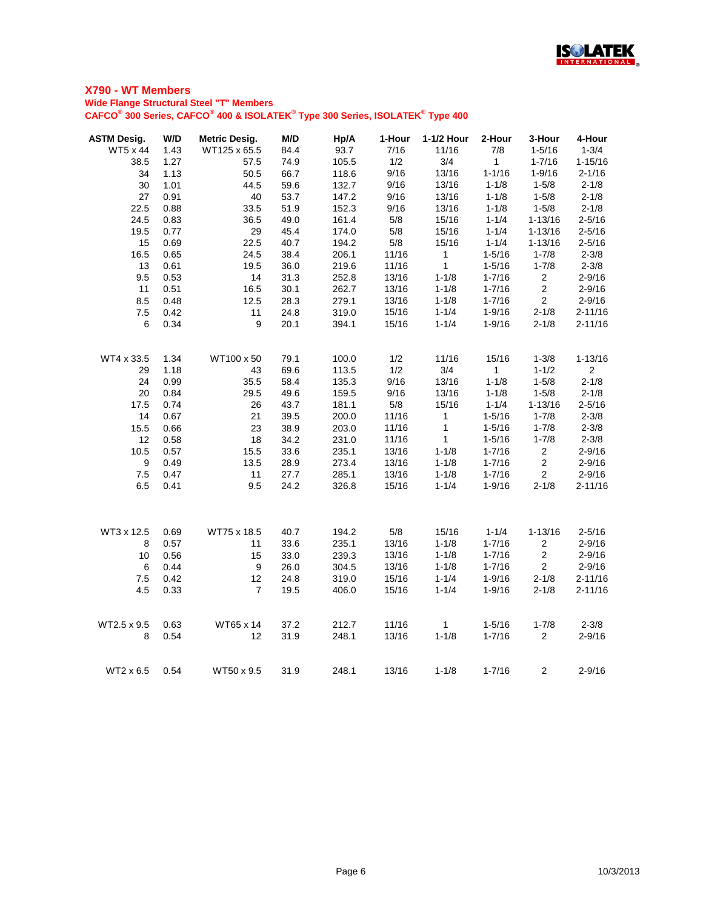## X790 - WT Members

**Wide Flange Structural Steel "T" Members**

**CAFCO® 300 Series, CAFCO® 400 & ISOLATEK® Type 300 Series, ISOLATEK® Type 400**

| ASTM Desig. | W/D | Metric Desig. | M/D | Hp/A | 1-Hour | 1-1/2 Hour | 2-Hour | 3-Hour | 4-Hour |
|---|---|---|---|---|---|---|---|---|---|
| WT5 x 44 | 1.43 | WT125 x 65.5 | 84.4 | 93.7 | 7/16 | 11/16 | 7/8 | 1-5/16 | 1-3/4 |
| 38.5 | 1.27 | 57.5 | 74.9 | 105.5 | 1/2 | 3/4 | 1 | 1-7/16 | 1-15/16 |
| 34 | 1.13 | 50.5 | 66.7 | 118.6 | 9/16 | 13/16 | 1-1/16 | 1-9/16 | 2-1/16 |
| 30 | 1.01 | 44.5 | 59.6 | 132.7 | 9/16 | 13/16 | 1-1/8 | 1-5/8 | 2-1/8 |
| 27 | 0.91 | 40 | 53.7 | 147.2 | 9/16 | 13/16 | 1-1/8 | 1-5/8 | 2-1/8 |
| 22.5 | 0.88 | 33.5 | 51.9 | 152.3 | 9/16 | 13/16 | 1-1/8 | 1-5/8 | 2-1/8 |
| 24.5 | 0.83 | 36.5 | 49.0 | 161.4 | 5/8 | 15/16 | 1-1/4 | 1-13/16 | 2-5/16 |
| 19.5 | 0.77 | 29 | 45.4 | 174.0 | 5/8 | 15/16 | 1-1/4 | 1-13/16 | 2-5/16 |
| 15 | 0.69 | 22.5 | 40.7 | 194.2 | 5/8 | 15/16 | 1-1/4 | 1-13/16 | 2-5/16 |
| 16.5 | 0.65 | 24.5 | 38.4 | 206.1 | 11/16 | 1 | 1-5/16 | 1-7/8 | 2-3/8 |
| 13 | 0.61 | 19.5 | 36.0 | 219.6 | 11/16 | 1 | 1-5/16 | 1-7/8 | 2-3/8 |
| 9.5 | 0.53 | 14 | 31.3 | 252.8 | 13/16 | 1-1/8 | 1-7/16 | 2 | 2-9/16 |
| 11 | 0.51 | 16.5 | 30.1 | 262.7 | 13/16 | 1-1/8 | 1-7/16 | 2 | 2-9/16 |
| 8.5 | 0.48 | 12.5 | 28.3 | 279.1 | 13/16 | 1-1/8 | 1-7/16 | 2 | 2-9/16 |
| 7.5 | 0.42 | 11 | 24.8 | 319.0 | 15/16 | 1-1/4 | 1-9/16 | 2-1/8 | 2-11/16 |
| 6 | 0.34 | 9 | 20.1 | 394.1 | 15/16 | 1-1/4 | 1-9/16 | 2-1/8 | 2-11/16 |
| WT4 x 33.5 | 1.34 | WT100 x 50 | 79.1 | 100.0 | 1/2 | 11/16 | 15/16 | 1-3/8 | 1-13/16 |
| 29 | 1.18 | 43 | 69.6 | 113.5 | 1/2 | 3/4 | 1 | 1-1/2 | 2 |
| 24 | 0.99 | 35.5 | 58.4 | 135.3 | 9/16 | 13/16 | 1-1/8 | 1-5/8 | 2-1/8 |
| 20 | 0.84 | 29.5 | 49.6 | 159.5 | 9/16 | 13/16 | 1-1/8 | 1-5/8 | 2-1/8 |
| 17.5 | 0.74 | 26 | 43.7 | 181.1 | 5/8 | 15/16 | 1-1/4 | 1-13/16 | 2-5/16 |
| 14 | 0.67 | 21 | 39.5 | 200.0 | 11/16 | 1 | 1-5/16 | 1-7/8 | 2-3/8 |
| 15.5 | 0.66 | 23 | 38.9 | 203.0 | 11/16 | 1 | 1-5/16 | 1-7/8 | 2-3/8 |
| 12 | 0.58 | 18 | 34.2 | 231.0 | 11/16 | 1 | 1-5/16 | 1-7/8 | 2-3/8 |
| 10.5 | 0.57 | 15.5 | 33.6 | 235.1 | 13/16 | 1-1/8 | 1-7/16 | 2 | 2-9/16 |
| 9 | 0.49 | 13.5 | 28.9 | 273.4 | 13/16 | 1-1/8 | 1-7/16 | 2 | 2-9/16 |
| 7.5 | 0.47 | 11 | 27.7 | 285.1 | 13/16 | 1-1/8 | 1-7/16 | 2 | 2-9/16 |
| 6.5 | 0.41 | 9.5 | 24.2 | 326.8 | 15/16 | 1-1/4 | 1-9/16 | 2-1/8 | 2-11/16 |
| WT3 x 12.5 | 0.69 | WT75 x 18.5 | 40.7 | 194.2 | 5/8 | 15/16 | 1-1/4 | 1-13/16 | 2-5/16 |
| 8 | 0.57 | 11 | 33.6 | 235.1 | 13/16 | 1-1/8 | 1-7/16 | 2 | 2-9/16 |
| 10 | 0.56 | 15 | 33.0 | 239.3 | 13/16 | 1-1/8 | 1-7/16 | 2 | 2-9/16 |
| 6 | 0.44 | 9 | 26.0 | 304.5 | 13/16 | 1-1/8 | 1-7/16 | 2 | 2-9/16 |
| 7.5 | 0.42 | 12 | 24.8 | 319.0 | 15/16 | 1-1/4 | 1-9/16 | 2-1/8 | 2-11/16 |
| 4.5 | 0.33 | 7 | 19.5 | 406.0 | 15/16 | 1-1/4 | 1-9/16 | 2-1/8 | 2-11/16 |
| WT2.5 x 9.5 | 0.63 | WT65 x 14 | 37.2 | 212.7 | 11/16 | 1 | 1-5/16 | 1-7/8 | 2-3/8 |
| 8 | 0.54 | 12 | 31.9 | 248.1 | 13/16 | 1-1/8 | 1-7/16 | 2 | 2-9/16 |
| WT2 x 6.5 | 0.54 | WT50 x 9.5 | 31.9 | 248.1 | 13/16 | 1-1/8 | 1-7/16 | 2 | 2-9/16 |

10/3/2013